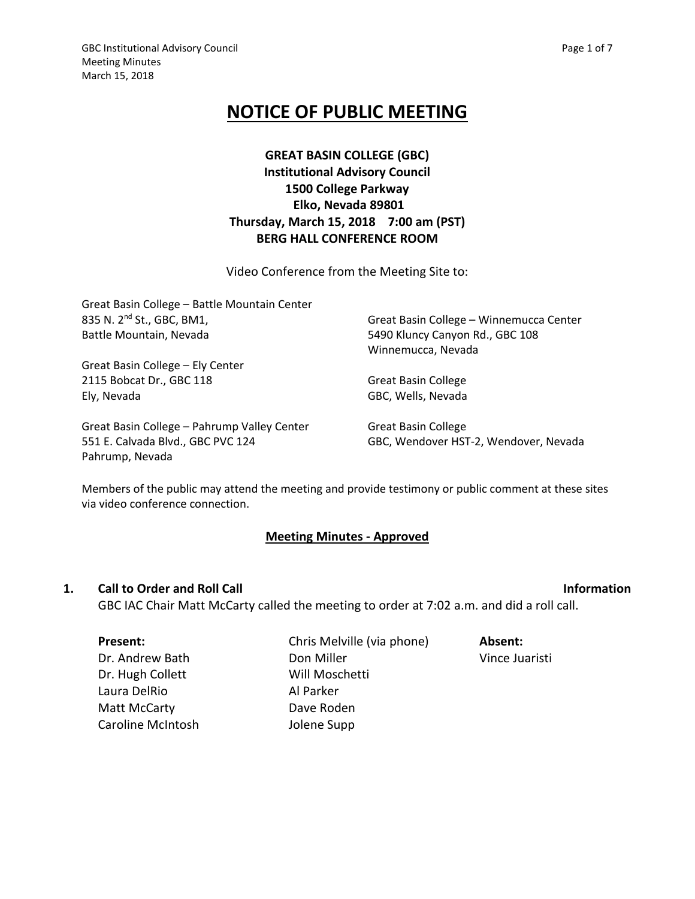# NOTICE OF PUBLIC MEETING

**GREAT BASIN COLLEGE (GBC)**
**Institutional Advisory Council**
**1500 College Parkway**
**Elko, Nevada 89801**
**Thursday, March 15, 2018 7:00 am (PST)**
**BERG HALL CONFERENCE ROOM**

Video Conference from the Meeting Site to:

Great Basin College – Battle Mountain Center
835 N. 2nd St., GBC, BM1,
Battle Mountain, Nevada

Great Basin College – Winnemucca Center
5490 Kluncy Canyon Rd., GBC 108
Winnemucca, Nevada

Great Basin College – Ely Center
2115 Bobcat Dr., GBC 118
Ely, Nevada

Great Basin College
GBC, Wells, Nevada

Great Basin College – Pahrump Valley Center
551 E. Calvada Blvd., GBC PVC 124
Pahrump, Nevada

Great Basin College
GBC, Wendover HST-2, Wendover, Nevada

Members of the public may attend the meeting and provide testimony or public comment at these sites via video conference connection.

## Meeting Minutes - Approved

### 1. Call to Order and Roll Call — Information

GBC IAC Chair Matt McCarty called the meeting to order at 7:02 a.m. and did a roll call.

**Present:**
- Dr. Andrew Bath
- Dr. Hugh Collett
- Laura DelRio
- Matt McCarty
- Caroline McIntosh
- Chris Melville (via phone)
- Don Miller
- Will Moschetti
- Al Parker
- Dave Roden
- Jolene Supp

**Absent:**
- Vince Juaristi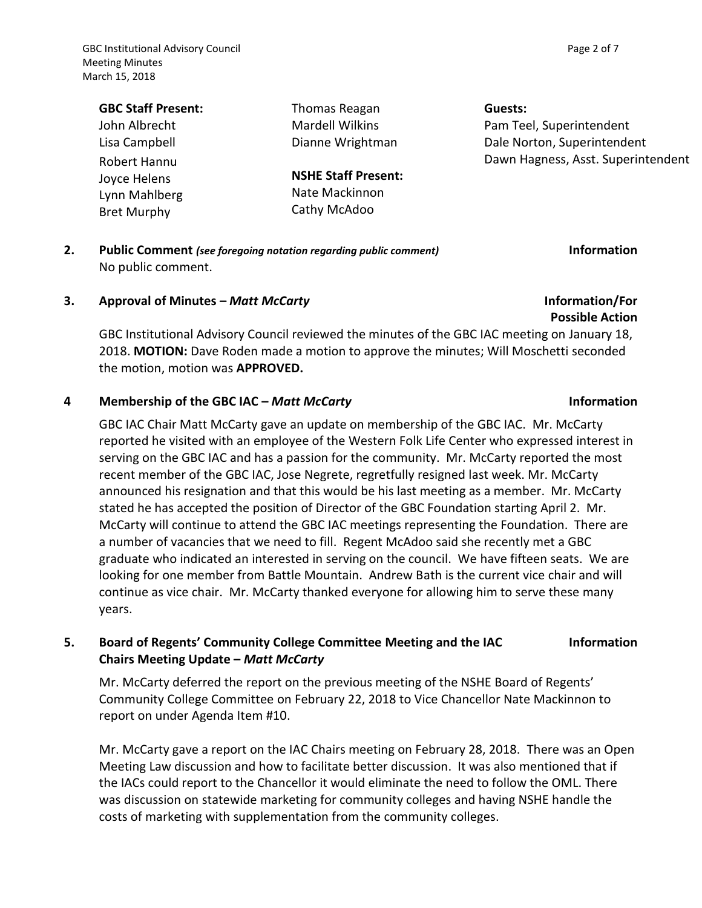**GBC Staff Present:**
John Albrecht
Lisa Campbell
Robert Hannu
Joyce Helens
Lynn Mahlberg
Bret Murphy
Thomas Reagan
Mardell Wilkins
Dianne Wrightman

**NSHE Staff Present:**
Nate Mackinnon
Cathy McAdoo

**Guests:**
Pam Teel, Superintendent
Dale Norton, Superintendent
Dawn Hagness, Asst. Superintendent

**2. Public Comment** *(see foregoing notation regarding public comment)* **Information**

No public comment.

**3. Approval of Minutes –** ***Matt McCarty*** **Information/For Possible Action**

GBC Institutional Advisory Council reviewed the minutes of the GBC IAC meeting on January 18, 2018. **MOTION:** Dave Roden made a motion to approve the minutes; Will Moschetti seconded the motion, motion was **APPROVED.**

**4 Membership of the GBC IAC –** ***Matt McCarty*** **Information**

GBC IAC Chair Matt McCarty gave an update on membership of the GBC IAC. Mr. McCarty reported he visited with an employee of the Western Folk Life Center who expressed interest in serving on the GBC IAC and has a passion for the community. Mr. McCarty reported the most recent member of the GBC IAC, Jose Negrete, regretfully resigned last week. Mr. McCarty announced his resignation and that this would be his last meeting as a member. Mr. McCarty stated he has accepted the position of Director of the GBC Foundation starting April 2. Mr. McCarty will continue to attend the GBC IAC meetings representing the Foundation. There are a number of vacancies that we need to fill. Regent McAdoo said she recently met a GBC graduate who indicated an interested in serving on the council. We have fifteen seats. We are looking for one member from Battle Mountain. Andrew Bath is the current vice chair and will continue as vice chair. Mr. McCarty thanked everyone for allowing him to serve these many years.

**5. Board of Regents' Community College Committee Meeting and the IAC Chairs Meeting Update –** ***Matt McCarty*** **Information**

Mr. McCarty deferred the report on the previous meeting of the NSHE Board of Regents' Community College Committee on February 22, 2018 to Vice Chancellor Nate Mackinnon to report on under Agenda Item #10.

Mr. McCarty gave a report on the IAC Chairs meeting on February 28, 2018. There was an Open Meeting Law discussion and how to facilitate better discussion. It was also mentioned that if the IACs could report to the Chancellor it would eliminate the need to follow the OML. There was discussion on statewide marketing for community colleges and having NSHE handle the costs of marketing with supplementation from the community colleges.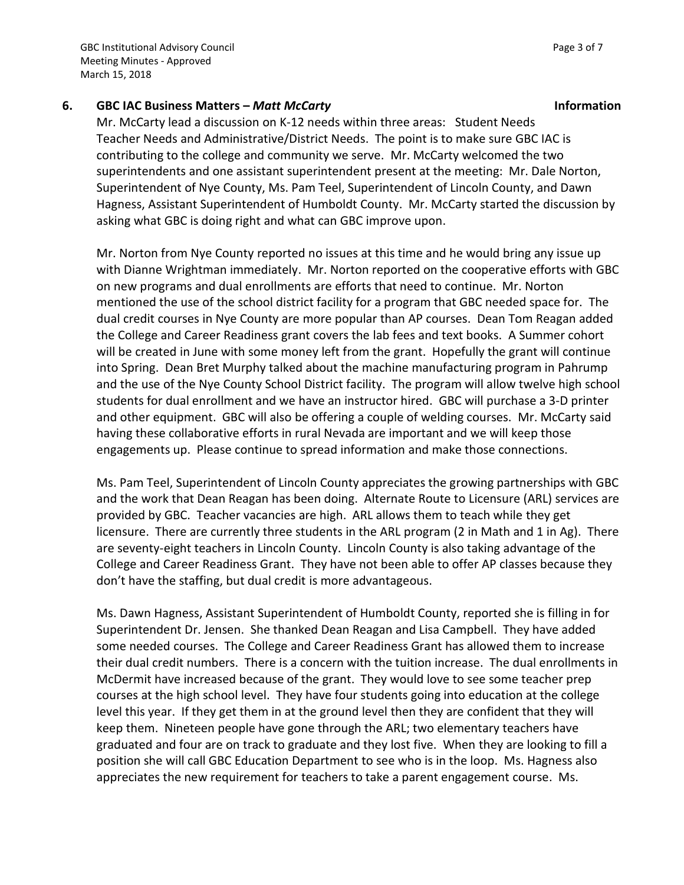**6. GBC IAC Business Matters – *Matt McCarty*** **Information**

Mr. McCarty lead a discussion on K-12 needs within three areas: Student Needs Teacher Needs and Administrative/District Needs. The point is to make sure GBC IAC is contributing to the college and community we serve. Mr. McCarty welcomed the two superintendents and one assistant superintendent present at the meeting: Mr. Dale Norton, Superintendent of Nye County, Ms. Pam Teel, Superintendent of Lincoln County, and Dawn Hagness, Assistant Superintendent of Humboldt County. Mr. McCarty started the discussion by asking what GBC is doing right and what can GBC improve upon.

Mr. Norton from Nye County reported no issues at this time and he would bring any issue up with Dianne Wrightman immediately. Mr. Norton reported on the cooperative efforts with GBC on new programs and dual enrollments are efforts that need to continue. Mr. Norton mentioned the use of the school district facility for a program that GBC needed space for. The dual credit courses in Nye County are more popular than AP courses. Dean Tom Reagan added the College and Career Readiness grant covers the lab fees and text books. A Summer cohort will be created in June with some money left from the grant. Hopefully the grant will continue into Spring. Dean Bret Murphy talked about the machine manufacturing program in Pahrump and the use of the Nye County School District facility. The program will allow twelve high school students for dual enrollment and we have an instructor hired. GBC will purchase a 3-D printer and other equipment. GBC will also be offering a couple of welding courses. Mr. McCarty said having these collaborative efforts in rural Nevada are important and we will keep those engagements up. Please continue to spread information and make those connections.

Ms. Pam Teel, Superintendent of Lincoln County appreciates the growing partnerships with GBC and the work that Dean Reagan has been doing. Alternate Route to Licensure (ARL) services are provided by GBC. Teacher vacancies are high. ARL allows them to teach while they get licensure. There are currently three students in the ARL program (2 in Math and 1 in Ag). There are seventy-eight teachers in Lincoln County. Lincoln County is also taking advantage of the College and Career Readiness Grant. They have not been able to offer AP classes because they don't have the staffing, but dual credit is more advantageous.

Ms. Dawn Hagness, Assistant Superintendent of Humboldt County, reported she is filling in for Superintendent Dr. Jensen. She thanked Dean Reagan and Lisa Campbell. They have added some needed courses. The College and Career Readiness Grant has allowed them to increase their dual credit numbers. There is a concern with the tuition increase. The dual enrollments in McDermit have increased because of the grant. They would love to see some teacher prep courses at the high school level. They have four students going into education at the college level this year. If they get them in at the ground level then they are confident that they will keep them. Nineteen people have gone through the ARL; two elementary teachers have graduated and four are on track to graduate and they lost five. When they are looking to fill a position she will call GBC Education Department to see who is in the loop. Ms. Hagness also appreciates the new requirement for teachers to take a parent engagement course. Ms.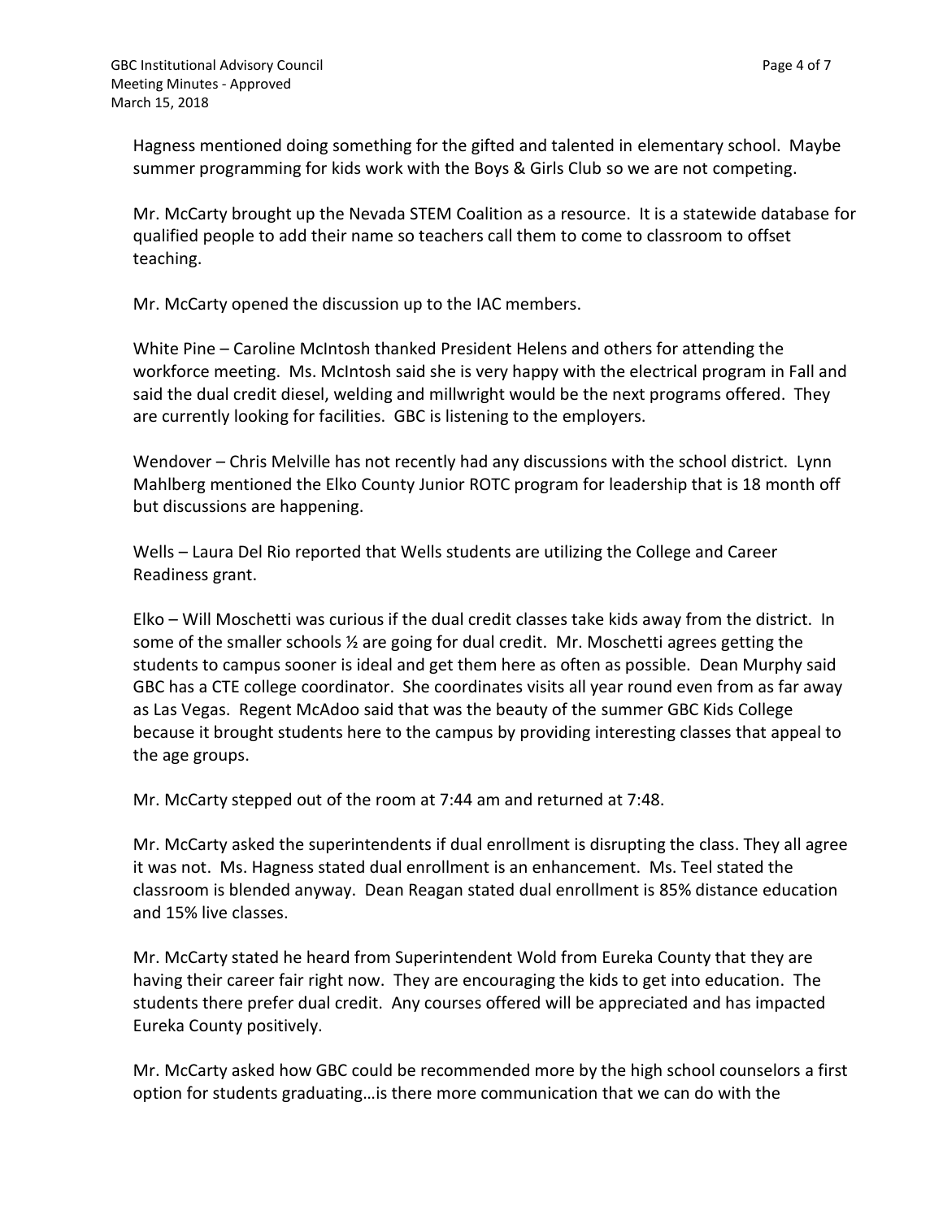Hagness mentioned doing something for the gifted and talented in elementary school. Maybe summer programming for kids work with the Boys & Girls Club so we are not competing.

Mr. McCarty brought up the Nevada STEM Coalition as a resource. It is a statewide database for qualified people to add their name so teachers call them to come to classroom to offset teaching.

Mr. McCarty opened the discussion up to the IAC members.

White Pine – Caroline McIntosh thanked President Helens and others for attending the workforce meeting. Ms. McIntosh said she is very happy with the electrical program in Fall and said the dual credit diesel, welding and millwright would be the next programs offered. They are currently looking for facilities. GBC is listening to the employers.

Wendover – Chris Melville has not recently had any discussions with the school district. Lynn Mahlberg mentioned the Elko County Junior ROTC program for leadership that is 18 month off but discussions are happening.

Wells – Laura Del Rio reported that Wells students are utilizing the College and Career Readiness grant.

Elko – Will Moschetti was curious if the dual credit classes take kids away from the district. In some of the smaller schools ½ are going for dual credit. Mr. Moschetti agrees getting the students to campus sooner is ideal and get them here as often as possible. Dean Murphy said GBC has a CTE college coordinator. She coordinates visits all year round even from as far away as Las Vegas. Regent McAdoo said that was the beauty of the summer GBC Kids College because it brought students here to the campus by providing interesting classes that appeal to the age groups.

Mr. McCarty stepped out of the room at 7:44 am and returned at 7:48.

Mr. McCarty asked the superintendents if dual enrollment is disrupting the class. They all agree it was not. Ms. Hagness stated dual enrollment is an enhancement. Ms. Teel stated the classroom is blended anyway. Dean Reagan stated dual enrollment is 85% distance education and 15% live classes.

Mr. McCarty stated he heard from Superintendent Wold from Eureka County that they are having their career fair right now. They are encouraging the kids to get into education. The students there prefer dual credit. Any courses offered will be appreciated and has impacted Eureka County positively.

Mr. McCarty asked how GBC could be recommended more by the high school counselors a first option for students graduating…is there more communication that we can do with the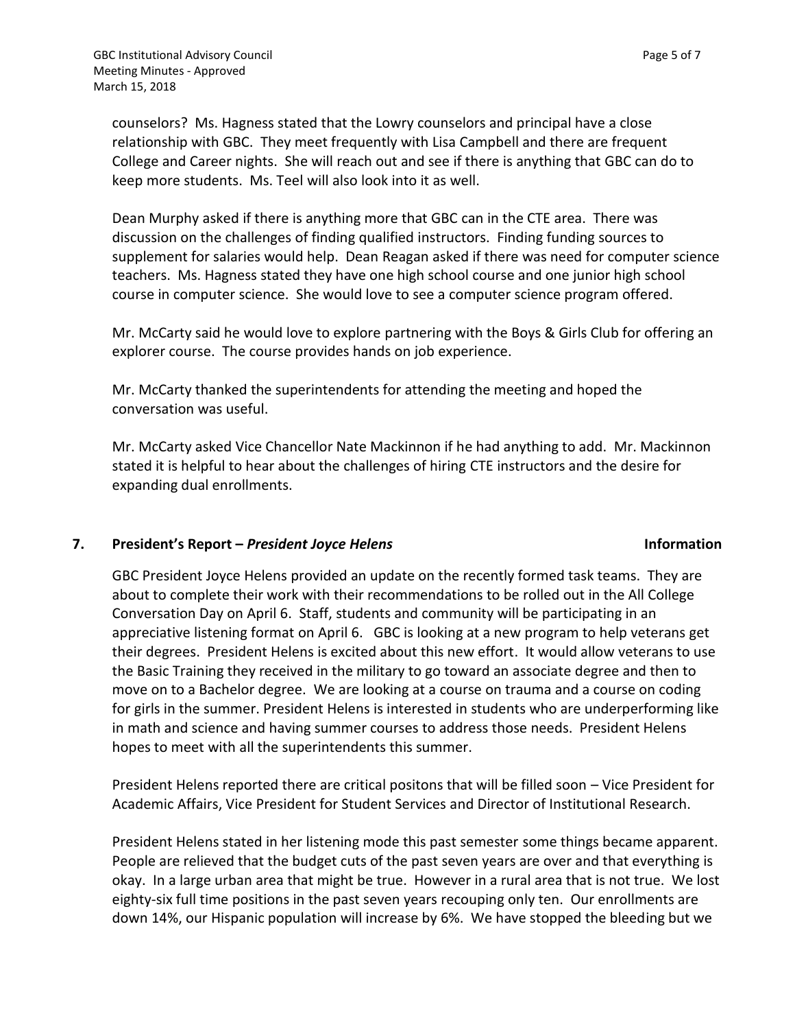counselors? Ms. Hagness stated that the Lowry counselors and principal have a close relationship with GBC. They meet frequently with Lisa Campbell and there are frequent College and Career nights. She will reach out and see if there is anything that GBC can do to keep more students. Ms. Teel will also look into it as well.

Dean Murphy asked if there is anything more that GBC can in the CTE area. There was discussion on the challenges of finding qualified instructors. Finding funding sources to supplement for salaries would help. Dean Reagan asked if there was need for computer science teachers. Ms. Hagness stated they have one high school course and one junior high school course in computer science. She would love to see a computer science program offered.

Mr. McCarty said he would love to explore partnering with the Boys & Girls Club for offering an explorer course. The course provides hands on job experience.

Mr. McCarty thanked the superintendents for attending the meeting and hoped the conversation was useful.

Mr. McCarty asked Vice Chancellor Nate Mackinnon if he had anything to add. Mr. Mackinnon stated it is helpful to hear about the challenges of hiring CTE instructors and the desire for expanding dual enrollments.

## 7. President's Report – *President Joyce Helens* **Information**

GBC President Joyce Helens provided an update on the recently formed task teams. They are about to complete their work with their recommendations to be rolled out in the All College Conversation Day on April 6. Staff, students and community will be participating in an appreciative listening format on April 6. GBC is looking at a new program to help veterans get their degrees. President Helens is excited about this new effort. It would allow veterans to use the Basic Training they received in the military to go toward an associate degree and then to move on to a Bachelor degree. We are looking at a course on trauma and a course on coding for girls in the summer. President Helens is interested in students who are underperforming like in math and science and having summer courses to address those needs. President Helens hopes to meet with all the superintendents this summer.

President Helens reported there are critical positons that will be filled soon – Vice President for Academic Affairs, Vice President for Student Services and Director of Institutional Research.

President Helens stated in her listening mode this past semester some things became apparent. People are relieved that the budget cuts of the past seven years are over and that everything is okay. In a large urban area that might be true. However in a rural area that is not true. We lost eighty-six full time positions in the past seven years recouping only ten. Our enrollments are down 14%, our Hispanic population will increase by 6%. We have stopped the bleeding but we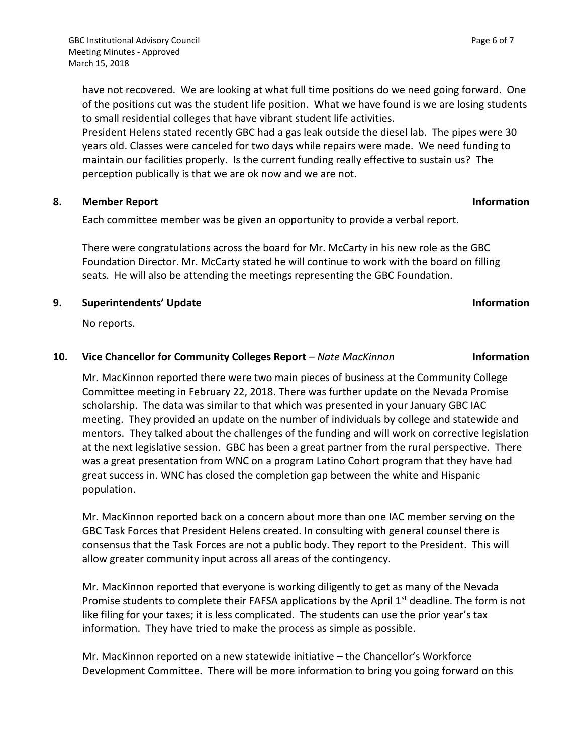have not recovered. We are looking at what full time positions do we need going forward. One of the positions cut was the student life position. What we have found is we are losing students to small residential colleges that have vibrant student life activities.
President Helens stated recently GBC had a gas leak outside the diesel lab. The pipes were 30 years old. Classes were canceled for two days while repairs were made. We need funding to maintain our facilities properly. Is the current funding really effective to sustain us? The perception publically is that we are ok now and we are not.

**8. Member Report** **Information**

Each committee member was be given an opportunity to provide a verbal report.

There were congratulations across the board for Mr. McCarty in his new role as the GBC Foundation Director. Mr. McCarty stated he will continue to work with the board on filling seats. He will also be attending the meetings representing the GBC Foundation.

**9. Superintendents' Update** **Information**

No reports.

**10. Vice Chancellor for Community Colleges Report** – *Nate MacKinnon* **Information**

Mr. MacKinnon reported there were two main pieces of business at the Community College Committee meeting in February 22, 2018. There was further update on the Nevada Promise scholarship. The data was similar to that which was presented in your January GBC IAC meeting. They provided an update on the number of individuals by college and statewide and mentors. They talked about the challenges of the funding and will work on corrective legislation at the next legislative session. GBC has been a great partner from the rural perspective. There was a great presentation from WNC on a program Latino Cohort program that they have had great success in. WNC has closed the completion gap between the white and Hispanic population.

Mr. MacKinnon reported back on a concern about more than one IAC member serving on the GBC Task Forces that President Helens created. In consulting with general counsel there is consensus that the Task Forces are not a public body. They report to the President. This will allow greater community input across all areas of the contingency.

Mr. MacKinnon reported that everyone is working diligently to get as many of the Nevada Promise students to complete their FAFSA applications by the April 1st deadline. The form is not like filing for your taxes; it is less complicated. The students can use the prior year's tax information. They have tried to make the process as simple as possible.

Mr. MacKinnon reported on a new statewide initiative – the Chancellor's Workforce Development Committee. There will be more information to bring you going forward on this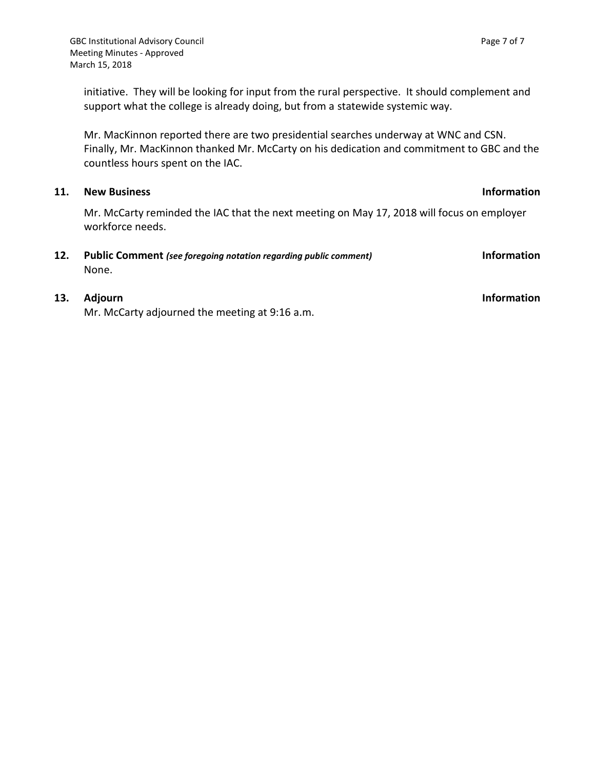initiative. They will be looking for input from the rural perspective. It should complement and support what the college is already doing, but from a statewide systemic way.

Mr. MacKinnon reported there are two presidential searches underway at WNC and CSN. Finally, Mr. MacKinnon thanked Mr. McCarty on his dedication and commitment to GBC and the countless hours spent on the IAC.

**11. New Business** **Information**

Mr. McCarty reminded the IAC that the next meeting on May 17, 2018 will focus on employer workforce needs.

**12. Public Comment** ***(see foregoing notation regarding public comment)*** **Information**

None.

**13. Adjourn** **Information**

Mr. McCarty adjourned the meeting at 9:16 a.m.